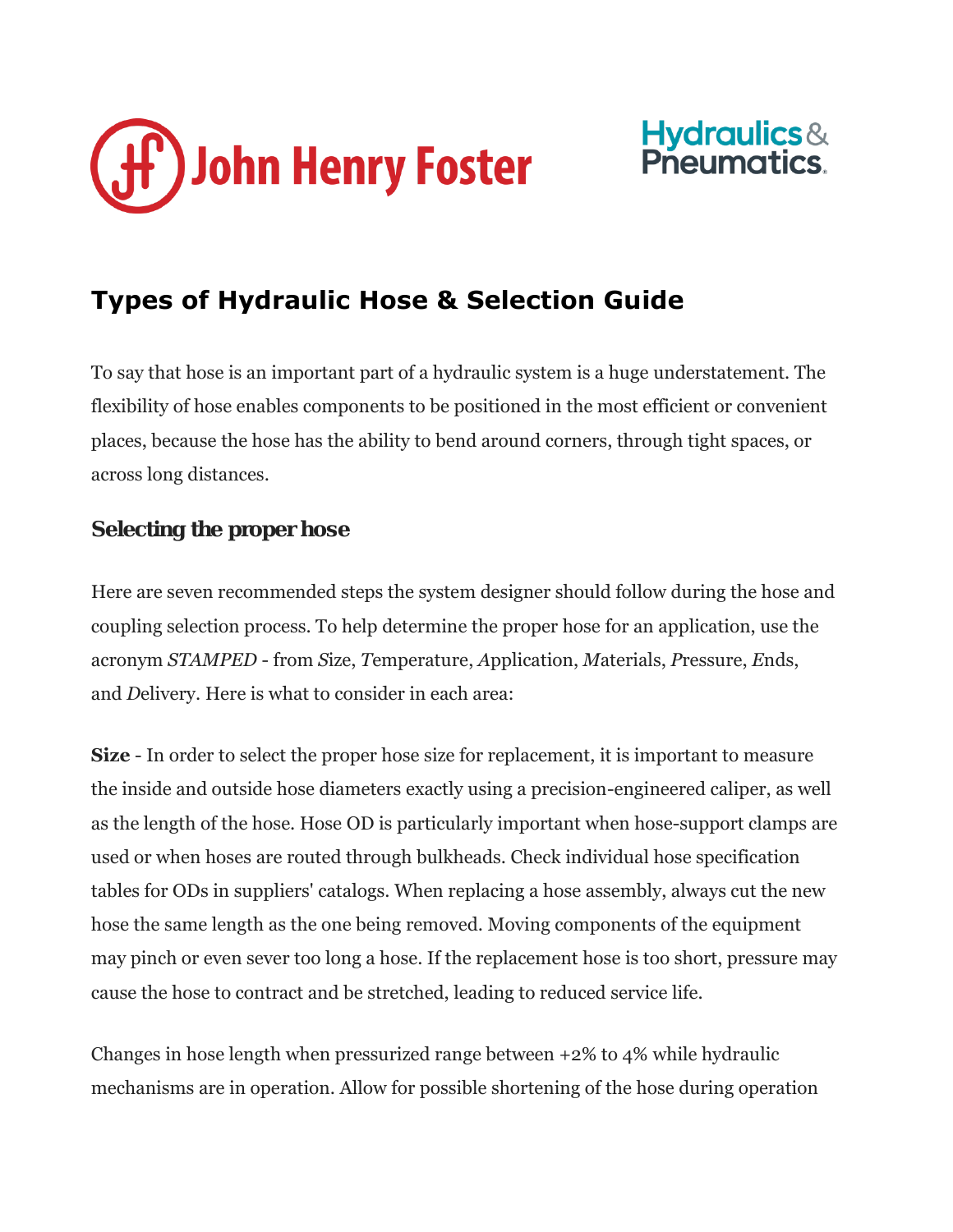John Henry Foster

Hydraulics & Pneumatics.

## Types of Hydraulic Hose & Selection Guide

To say that hose is an important part of a hydraulic system is a huge understatement. The flexibility of hose enables components to be positioned in the most efficient or convenient places, because the hose has the ability to bend around corners, through tight spaces, or across long distances.

### Selecting the proper hose

Here are seven recommended steps the system designer should follow during the hose and coupling selection process. To help determine the proper hose for an application, use the acronym *STAMPED* - from *S*ize, *T*emperature, *A*pplication, *M*aterials, *P*ressure, *E*nds, and *D*elivery. Here is what to consider in each area:

**Size** - In order to select the proper hose size for replacement, it is important to measure the inside and outside hose diameters exactly using a precision-engineered caliper, as well as the length of the hose. Hose OD is particularly important when hose-support clamps are used or when hoses are routed through bulkheads. Check individual hose specification tables for ODs in suppliers' catalogs. When replacing a hose assembly, always cut the new hose the same length as the one being removed. Moving components of the equipment may pinch or even sever too long a hose. If the replacement hose is too short, pressure may cause the hose to contract and be stretched, leading to reduced service life.

Changes in hose length when pressurized range between +2% to 4% while hydraulic mechanisms are in operation. Allow for possible shortening of the hose during operation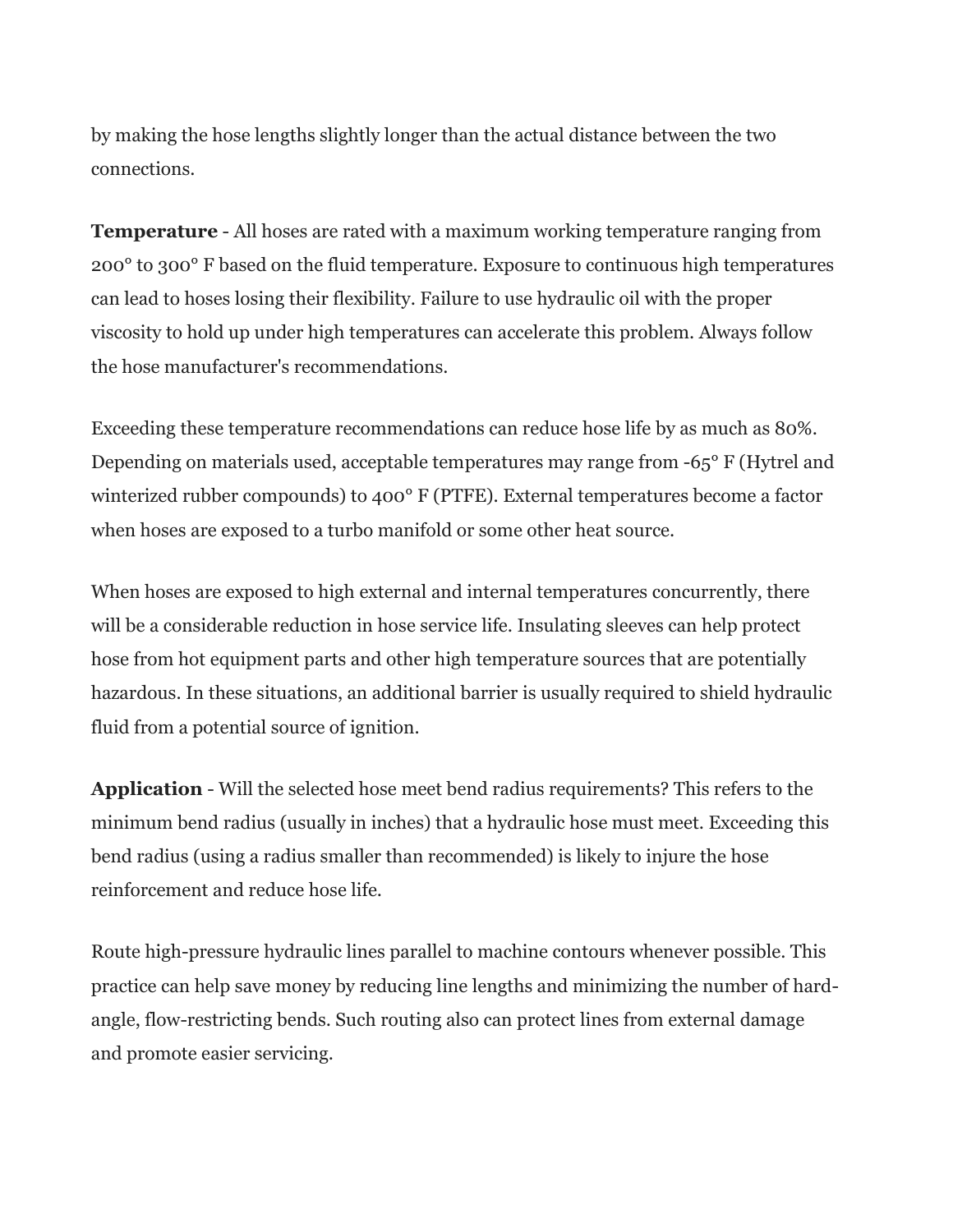by making the hose lengths slightly longer than the actual distance between the two connections.

**Temperature** - All hoses are rated with a maximum working temperature ranging from 200° to 300° F based on the fluid temperature. Exposure to continuous high temperatures can lead to hoses losing their flexibility. Failure to use hydraulic oil with the proper viscosity to hold up under high temperatures can accelerate this problem. Always follow the hose manufacturer's recommendations.

Exceeding these temperature recommendations can reduce hose life by as much as 80%. Depending on materials used, acceptable temperatures may range from -65° F (Hytrel and winterized rubber compounds) to 400° F (PTFE). External temperatures become a factor when hoses are exposed to a turbo manifold or some other heat source.

When hoses are exposed to high external and internal temperatures concurrently, there will be a considerable reduction in hose service life. Insulating sleeves can help protect hose from hot equipment parts and other high temperature sources that are potentially hazardous. In these situations, an additional barrier is usually required to shield hydraulic fluid from a potential source of ignition.

**Application** - Will the selected hose meet bend radius requirements? This refers to the minimum bend radius (usually in inches) that a hydraulic hose must meet. Exceeding this bend radius (using a radius smaller than recommended) is likely to injure the hose reinforcement and reduce hose life.

Route high-pressure hydraulic lines parallel to machine contours whenever possible. This practice can help save money by reducing line lengths and minimizing the number of hard-angle, flow-restricting bends. Such routing also can protect lines from external damage and promote easier servicing.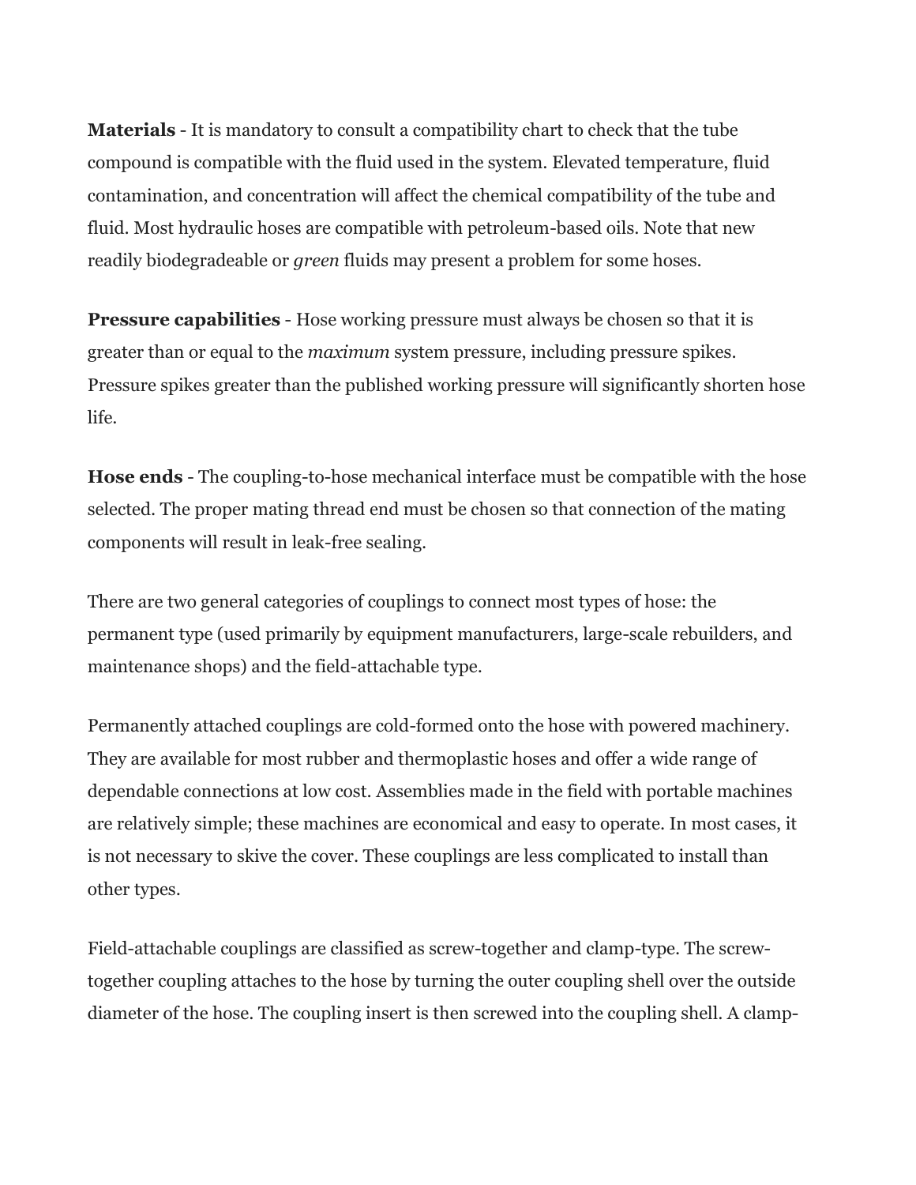**Materials** - It is mandatory to consult a compatibility chart to check that the tube compound is compatible with the fluid used in the system. Elevated temperature, fluid contamination, and concentration will affect the chemical compatibility of the tube and fluid. Most hydraulic hoses are compatible with petroleum-based oils. Note that new readily biodegradeable or *green* fluids may present a problem for some hoses.

**Pressure capabilities** - Hose working pressure must always be chosen so that it is greater than or equal to the *maximum* system pressure, including pressure spikes. Pressure spikes greater than the published working pressure will significantly shorten hose life.

**Hose ends** - The coupling-to-hose mechanical interface must be compatible with the hose selected. The proper mating thread end must be chosen so that connection of the mating components will result in leak-free sealing.

There are two general categories of couplings to connect most types of hose: the permanent type (used primarily by equipment manufacturers, large-scale rebuilders, and maintenance shops) and the field-attachable type.

Permanently attached couplings are cold-formed onto the hose with powered machinery. They are available for most rubber and thermoplastic hoses and offer a wide range of dependable connections at low cost. Assemblies made in the field with portable machines are relatively simple; these machines are economical and easy to operate. In most cases, it is not necessary to skive the cover. These couplings are less complicated to install than other types.

Field-attachable couplings are classified as screw-together and clamp-type. The screw-together coupling attaches to the hose by turning the outer coupling shell over the outside diameter of the hose. The coupling insert is then screwed into the coupling shell. A clamp-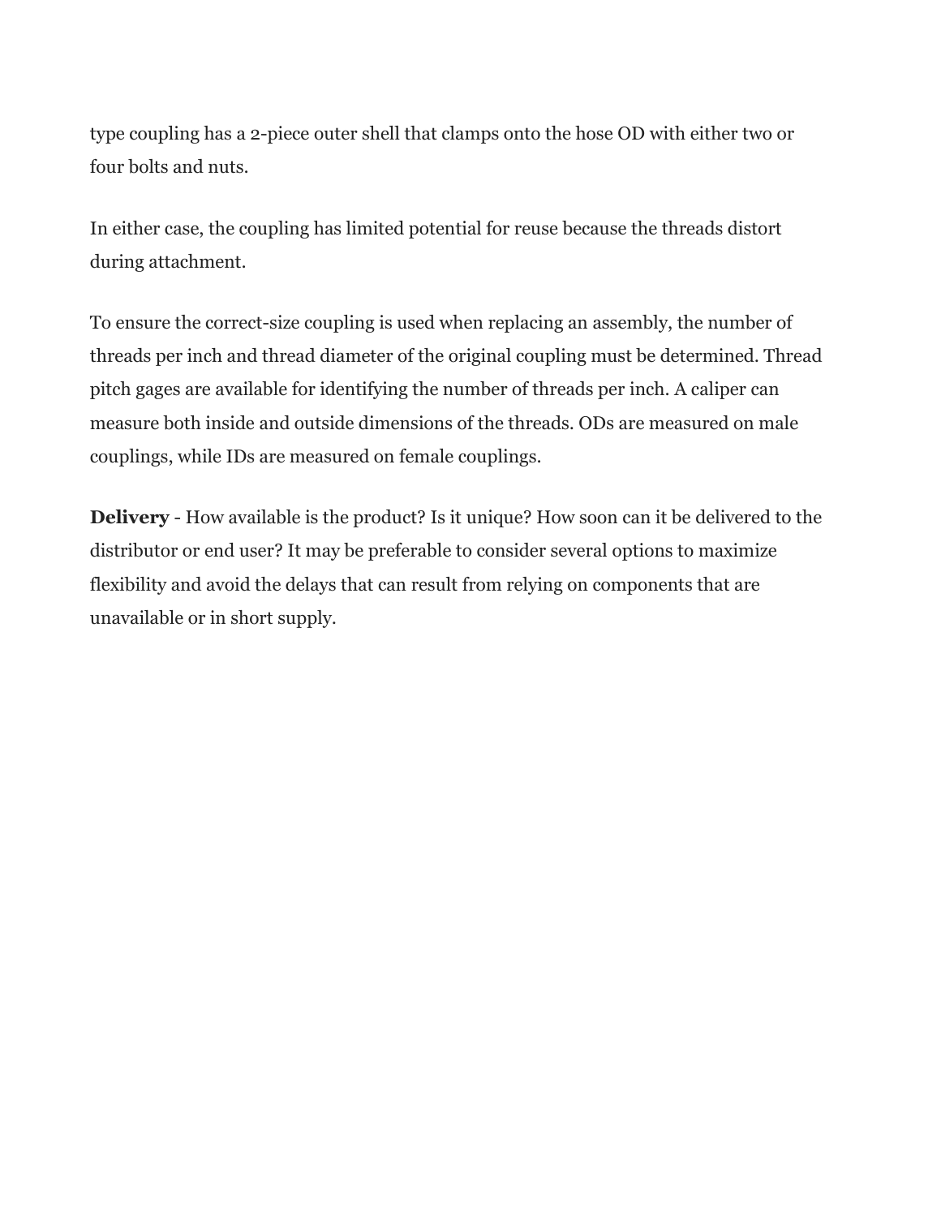type coupling has a 2-piece outer shell that clamps onto the hose OD with either two or four bolts and nuts.

In either case, the coupling has limited potential for reuse because the threads distort during attachment.

To ensure the correct-size coupling is used when replacing an assembly, the number of threads per inch and thread diameter of the original coupling must be determined. Thread pitch gages are available for identifying the number of threads per inch. A caliper can measure both inside and outside dimensions of the threads. ODs are measured on male couplings, while IDs are measured on female couplings.

**Delivery** - How available is the product? Is it unique? How soon can it be delivered to the distributor or end user? It may be preferable to consider several options to maximize flexibility and avoid the delays that can result from relying on components that are unavailable or in short supply.